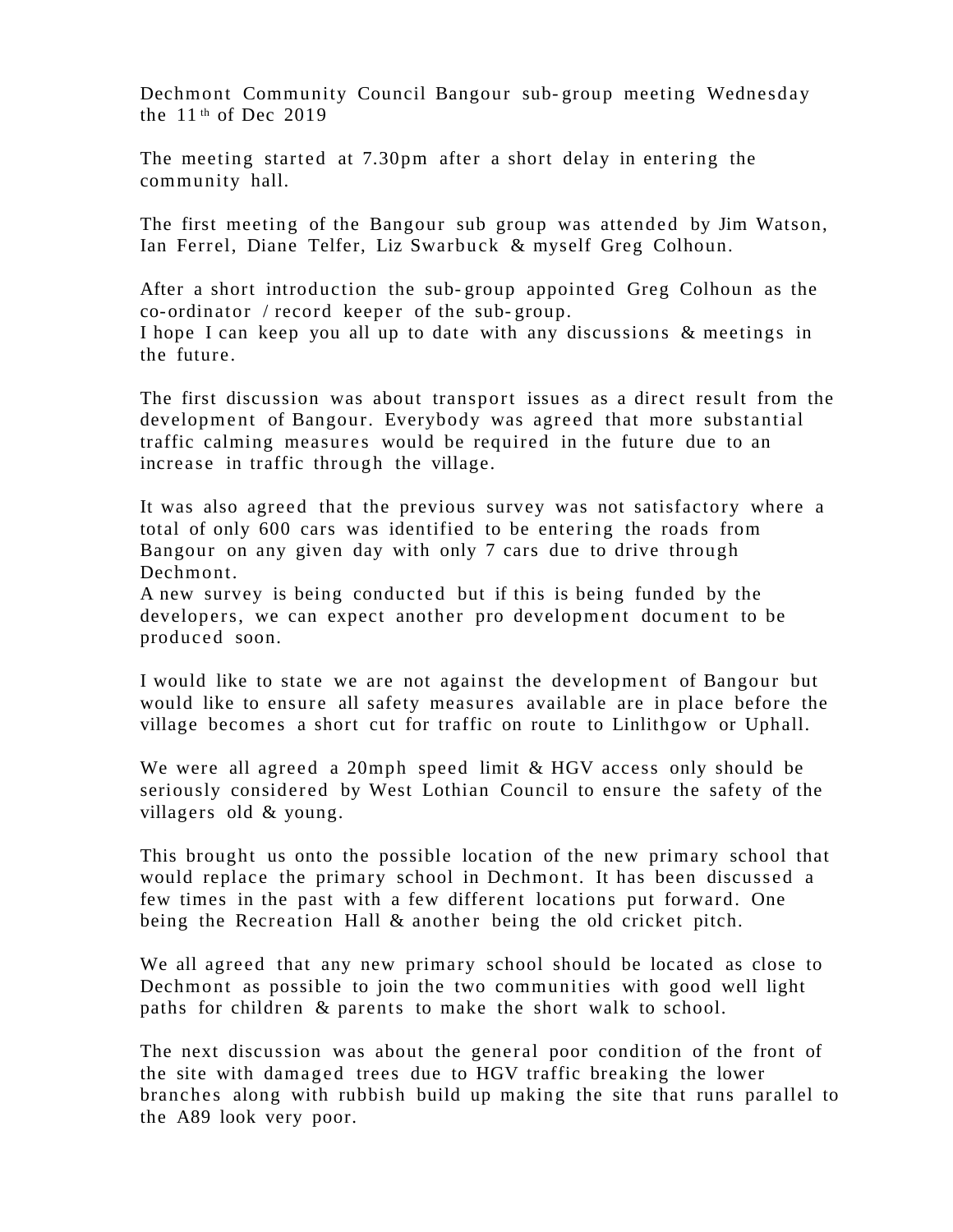Dechmont Community Council Bangour sub-group meeting Wednesday the 11th of Dec 2019

The meeting started at 7.30pm after a short delay in entering the community hall.

The first meeting of the Bangour sub group was attended by Jim Watson, Ian Ferrel, Diane Telfer, Liz Swarbuck & myself Greg Colhoun.

After a short introduction the sub-group appointed Greg Colhoun as the co-ordinator / record keeper of the sub-group.
I hope I can keep you all up to date with any discussions & meetings in the future.

The first discussion was about transport issues as a direct result from the development of Bangour. Everybody was agreed that more substantial traffic calming measures would be required in the future due to an increase in traffic through the village.

It was also agreed that the previous survey was not satisfactory where a total of only 600 cars was identified to be entering the roads from Bangour on any given day with only 7 cars due to drive through Dechmont.
A new survey is being conducted but if this is being funded by the developers, we can expect another pro development document to be produced soon.

I would like to state we are not against the development of Bangour but would like to ensure all safety measures available are in place before the village becomes a short cut for traffic on route to Linlithgow or Uphall.

We were all agreed a 20mph speed limit & HGV access only should be seriously considered by West Lothian Council to ensure the safety of the villagers old & young.

This brought us onto the possible location of the new primary school that would replace the primary school in Dechmont. It has been discussed a few times in the past with a few different locations put forward. One being the Recreation Hall & another being the old cricket pitch.

We all agreed that any new primary school should be located as close to Dechmont as possible to join the two communities with good well light paths for children & parents to make the short walk to school.

The next discussion was about the general poor condition of the front of the site with damaged trees due to HGV traffic breaking the lower branches along with rubbish build up making the site that runs parallel to the A89 look very poor.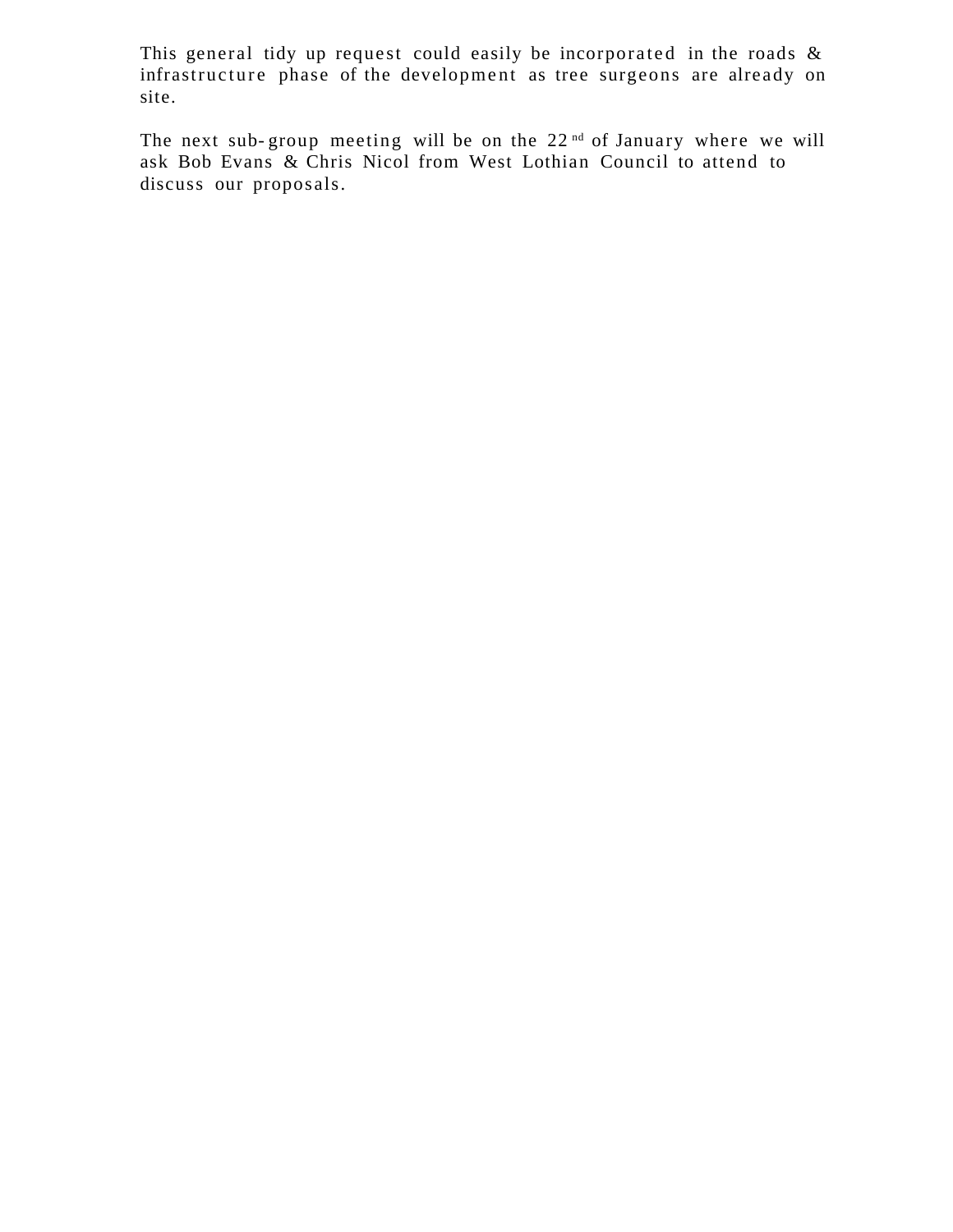This general tidy up request could easily be incorporated in the roads & infrastructure phase of the development as tree surgeons are already on site.

The next sub-group meeting will be on the 22nd of January where we will ask Bob Evans & Chris Nicol from West Lothian Council to attend to discuss our proposals.